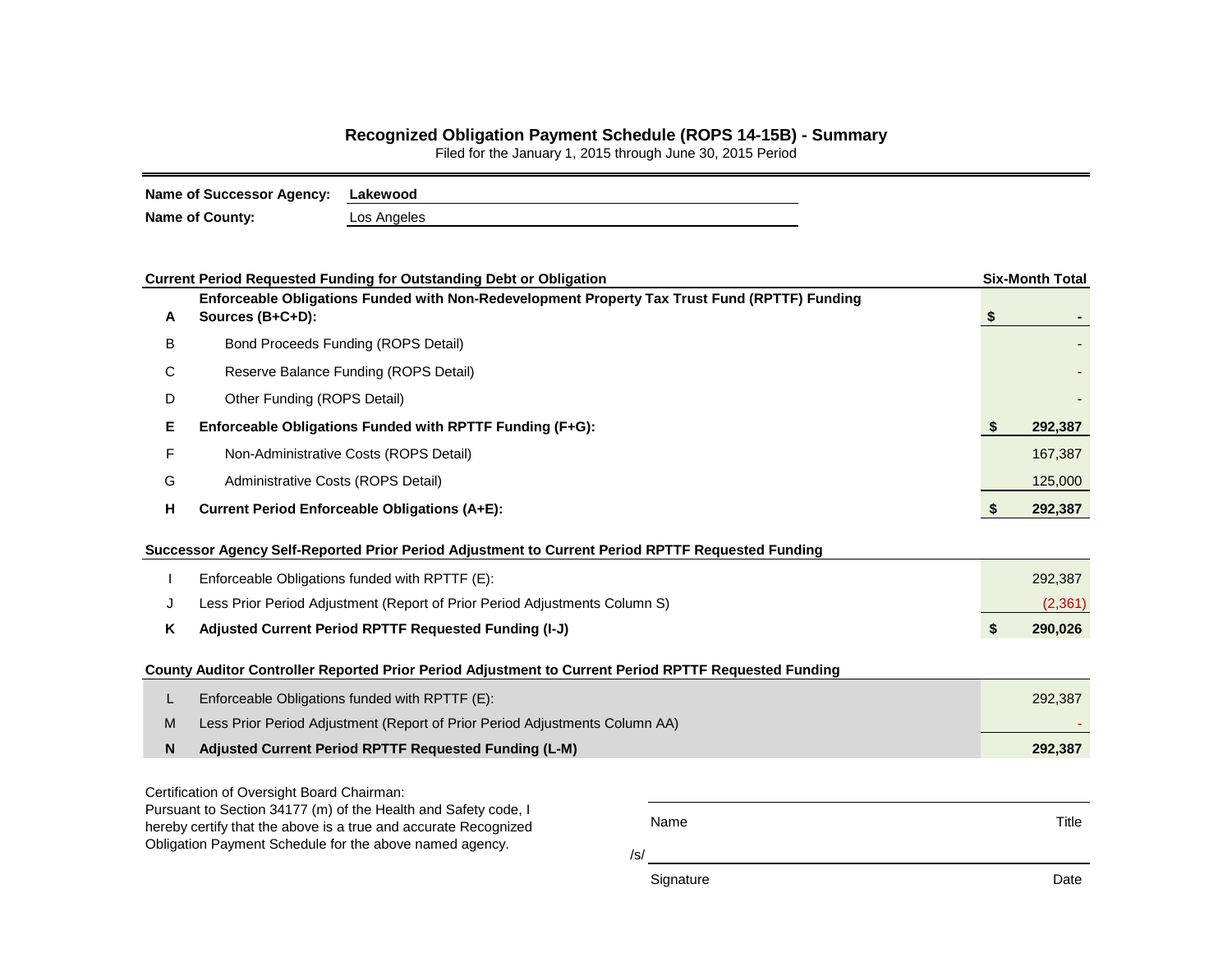## Recognized Obligation Payment Schedule (ROPS 14-15B) - Summary

Filed for the January 1, 2015 through June 30, 2015 Period

**Name of Successor Agency:** **Lakewood**

**Name of County:** Los Angeles

| | **Current Period Requested Funding for Outstanding Debt or Obligation** | **Six-Month Total** |
|---|---|---|
| **A** | **Enforceable Obligations Funded with Non-Redevelopment Property Tax Trust Fund (RPTTF) Funding Sources (B+C+D):** | **$ -** |
| B | Bond Proceeds Funding (ROPS Detail) | - |
| C | Reserve Balance Funding (ROPS Detail) | - |
| D | Other Funding (ROPS Detail) | - |
| **E** | **Enforceable Obligations Funded with RPTTF Funding (F+G):** | **$ 292,387** |
| F | Non-Administrative Costs (ROPS Detail) | 167,387 |
| G | Administrative Costs (ROPS Detail) | 125,000 |
| **H** | **Current Period Enforceable Obligations (A+E):** | **$ 292,387** |

| | **Successor Agency Self-Reported Prior Period Adjustment to Current Period RPTTF Requested Funding** | |
|---|---|---|
| I | Enforceable Obligations funded with RPTTF (E): | 292,387 |
| J | Less Prior Period Adjustment (Report of Prior Period Adjustments Column S) | (2,361) |
| **K** | **Adjusted Current Period RPTTF Requested Funding (I-J)** | **$ 290,026** |

| | **County Auditor Controller Reported Prior Period Adjustment to Current Period RPTTF Requested Funding** | |
|---|---|---|
| L | Enforceable Obligations funded with RPTTF (E): | 292,387 |
| M | Less Prior Period Adjustment (Report of Prior Period Adjustments Column AA) | - |
| **N** | **Adjusted Current Period RPTTF Requested Funding (L-M)** | **292,387** |

Certification of Oversight Board Chairman:
Pursuant to Section 34177 (m) of the Health and Safety code, I hereby certify that the above is a true and accurate Recognized Obligation Payment Schedule for the above named agency.

Name Title

/s/

Signature Date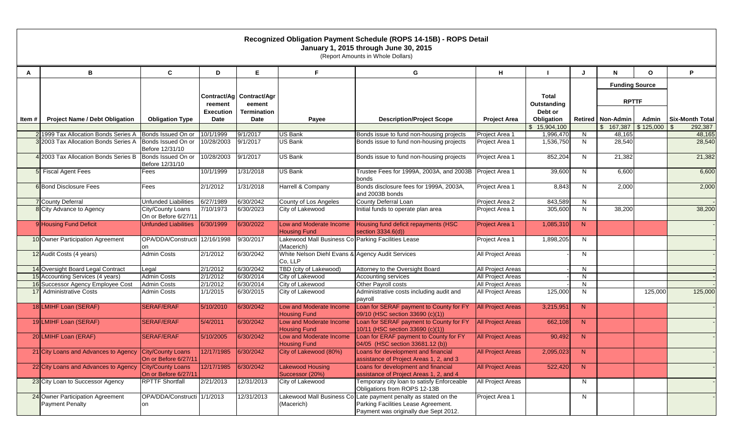# Recognized Obligation Payment Schedule (ROPS 14-15B) - ROPS Detail

**January 1, 2015 through June 30, 2015**

(Report Amounts in Whole Dollars)

| A | B | C | D | E | F | G | H | I | J | N | O | P |
|---|---|---|---|---|---|---|---|---|---|---|---|---|
| | | | | | | | | | | Funding Source | | |
| | | | | | | | | | | RPTTF | | |
| Item # | Project Name / Debt Obligation | Obligation Type | Contract/Agreement Execution Date | Contract/Agreement Termination Date | Payee | Description/Project Scope | Project Area | Total Outstanding Debt or Obligation | Retired | Non-Admin | Admin | Six-Month Total |
| | | | | | | | | $ 15,904,100 | | $ 167,387 | $ 125,000 | $ 292,387 |
| 2 | 1999 Tax Allocation Bonds Series A | Bonds Issued On or | 10/1/1999 | 9/1/2017 | US Bank | Bonds issue to fund non-housing projects | Project Area 1 | 1,996,470 | N | 48,165 | | 48,165 |
| 3 | 2003 Tax Allocation Bonds Series A | Bonds Issued On or Before 12/31/10 | 10/28/2003 | 9/1/2017 | US Bank | Bonds issue to fund non-housing projects | Project Area 1 | 1,536,750 | N | 28,540 | | 28,540 |
| 4 | 2003 Tax Allocation Bonds Series B | Bonds Issued On or Before 12/31/10 | 10/28/2003 | 9/1/2017 | US Bank | Bonds issue to fund non-housing projects | Project Area 1 | 852,204 | N | 21,382 | | 21,382 |
| 5 | Fiscal Agent Fees | Fees | 10/1/1999 | 1/31/2018 | US Bank | Trustee Fees for 1999A, 2003A, and 2003B bonds | Project Area 1 | 39,600 | N | 6,600 | | 6,600 |
| 6 | Bond Disclosure Fees | Fees | 2/1/2012 | 1/31/2018 | Harrell & Company | Bonds disclosure fees for 1999A, 2003A, and 2003B bonds | Project Area 1 | 8,843 | N | 2,000 | | 2,000 |
| 7 | County Deferral | Unfunded Liabilities | 6/27/1989 | 6/30/2042 | County of Los Angeles | County Deferral Loan | Project Area 2 | 843,589 | N | | | - |
| 8 | City Advance to Agency | City/County Loans On or Before 6/27/11 | 7/10/1973 | 6/30/2023 | City of Lakewood | Initial funds to operate plan area | Project Area 1 | 305,600 | N | 38,200 | | 38,200 |
| 9 | Housing Fund Deficit | Unfunded Liabilities | 6/30/1999 | 6/30/2022 | Low and Moderate Income Housing Fund | Housing fund deficit repayments (HSC section 3334.6(d)) | Project Area 1 | 1,085,310 | N | | | - |
| 10 | Owner Participation Agreement | OPA/DDA/Construction | 12/16/1998 | 9/30/2017 | Lakewood Mall Business Co (Macerich) | Parking Facilities Lease | Project Area 1 | 1,898,205 | N | | | - |
| 12 | Audit Costs (4 years) | Admin Costs | 2/1/2012 | 6/30/2042 | White Nelson Diehl Evans & Co, LLP | Agency Audit Services | All Project Areas | - | N | | | - |
| 14 | Oversight Board Legal Contract | Legal | 2/1/2012 | 6/30/2042 | TBD (city of Lakewood) | Attorney to the Oversight Board | All Project Areas | - | N | | | - |
| 15 | Accounting Services (4 years) | Admin Costs | 2/1/2012 | 6/30/2014 | City of Lakewood | Accounting services | All Project Areas | - | N | | | - |
| 16 | Successor Agency Employee Cost | Admin Costs | 2/1/2012 | 6/30/2014 | City of Lakewood | Other Payroll costs | All Project Areas | - | N | | | - |
| 17 | Administrative Costs | Admin Costs | 1/1/2015 | 6/30/2015 | City of Lakewood | Administrative costs including audit and payroll | All Project Areas | 125,000 | N | | 125,000 | 125,000 |
| 18 | LMIHF Loan (SERAF) | SERAF/ERAF | 5/10/2010 | 6/30/2042 | Low and Moderate Income Housing Fund | Loan for SERAF payment to County for FY 09/10 (HSC section 33690 (c)(1)) | All Project Areas | 3,215,951 | N | | | - |
| 19 | LMIHF Loan (SERAF) | SERAF/ERAF | 5/4/2011 | 6/30/2042 | Low and Moderate Income Housing Fund | Loan for SERAF payment to County for FY 10/11 (HSC section 33690 (c)(1)) | All Project Areas | 662,108 | N | | | - |
| 20 | LMIHF Loan (ERAF) | SERAF/ERAF | 5/10/2005 | 6/30/2042 | Low and Moderate Income Housing Fund | Loan for ERAF payment to County for FY 04/05 (HSC section 33681.12 (b)) | All Project Areas | 90,492 | N | | | - |
| 21 | City Loans and Advances to Agency | City/County Loans On or Before 6/27/11 | 12/17/1985 | 6/30/2042 | City of Lakewood (80%) | Loans for development and financial assistance of Project Areas 1, 2, and 3 | All Project Areas | 2,095,023 | N | | | - |
| 22 | City Loans and Advances to Agency | City/County Loans On or Before 6/27/11 | 12/17/1985 | 6/30/2042 | Lakewood Housing Successor (20%) | Loans for development and financial assistance of Project Areas 1, 2, and 4 | All Project Areas | 522,420 | N | | | - |
| 23 | City Loan to Successor Agency | RPTTF Shortfall | 2/21/2013 | 12/31/2013 | City of Lakewood | Temporary city loan to satisfy Enforceable Obligations from ROPS 12-13B | All Project Areas | | N | | | - |
| 24 | Owner Participation Agreement Payment Penalty | OPA/DDA/Construction | 1/1/2013 | 12/31/2013 | Lakewood Mall Business Co (Macerich) | Late payment penalty as stated on the Parking Facilities Lease Agreement. Payment was originally due Sept 2012. | Project Area 1 | | N | | | - |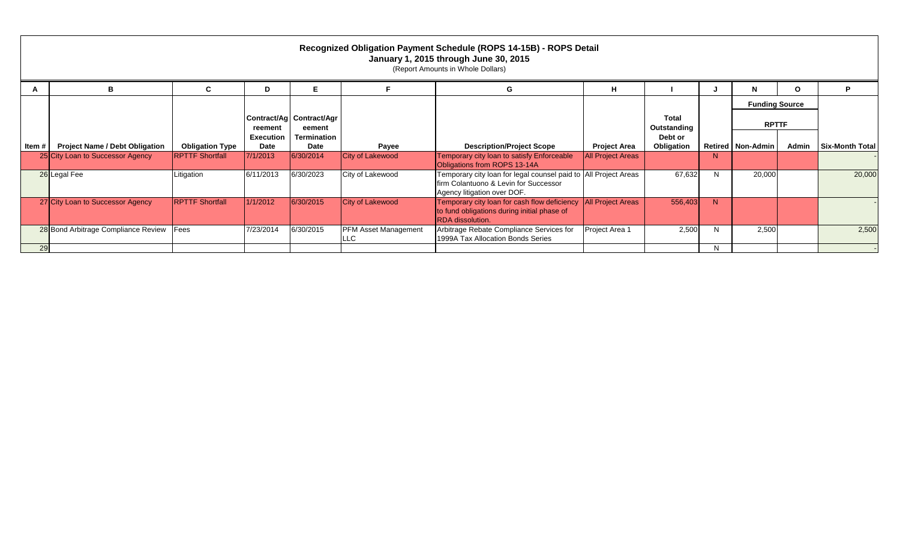# Recognized Obligation Payment Schedule (ROPS 14-15B) - ROPS Detail

**January 1, 2015 through June 30, 2015**

(Report Amounts in Whole Dollars)

| A | B | C | D | E | F | G | H | I | J | N | O | P |
|---|---|---|---|---|---|---|---|---|---|---|---|---|
| | | | | | | | | | | Funding Source | | |
| | | | | | | | | | | RPTTF | | |
| Item # | Project Name / Debt Obligation | Obligation Type | Contract/Agreement Execution Date | Contract/Agreement Termination Date | Payee | Description/Project Scope | Project Area | Total Outstanding Debt or Obligation | Retired | Non-Admin | Admin | Six-Month Total |
| 25 | City Loan to Successor Agency | RPTTF Shortfall | 7/1/2013 | 6/30/2014 | City of Lakewood | Temporary city loan to satisfy Enforceable Obligations from ROPS 13-14A | All Project Areas | | N | | | - |
| 26 | Legal Fee | Litigation | 6/11/2013 | 6/30/2023 | City of Lakewood | Temporary city loan for legal counsel paid to firm Colantuono & Levin for Successor Agency litigation over DOF. | All Project Areas | 67,632 | N | 20,000 | | 20,000 |
| 27 | City Loan to Successor Agency | RPTTF Shortfall | 1/1/2012 | 6/30/2015 | City of Lakewood | Temporary city loan for cash flow deficiency to fund obligations during initial phase of RDA dissolution. | All Project Areas | 556,403 | N | | | - |
| 28 | Bond Arbitrage Compliance Review | Fees | 7/23/2014 | 6/30/2015 | PFM Asset Management LLC | Arbitrage Rebate Compliance Services for 1999A Tax Allocation Bonds Series | Project Area 1 | 2,500 | N | 2,500 | | 2,500 |
| 29 | | | | | | | | | N | | | - |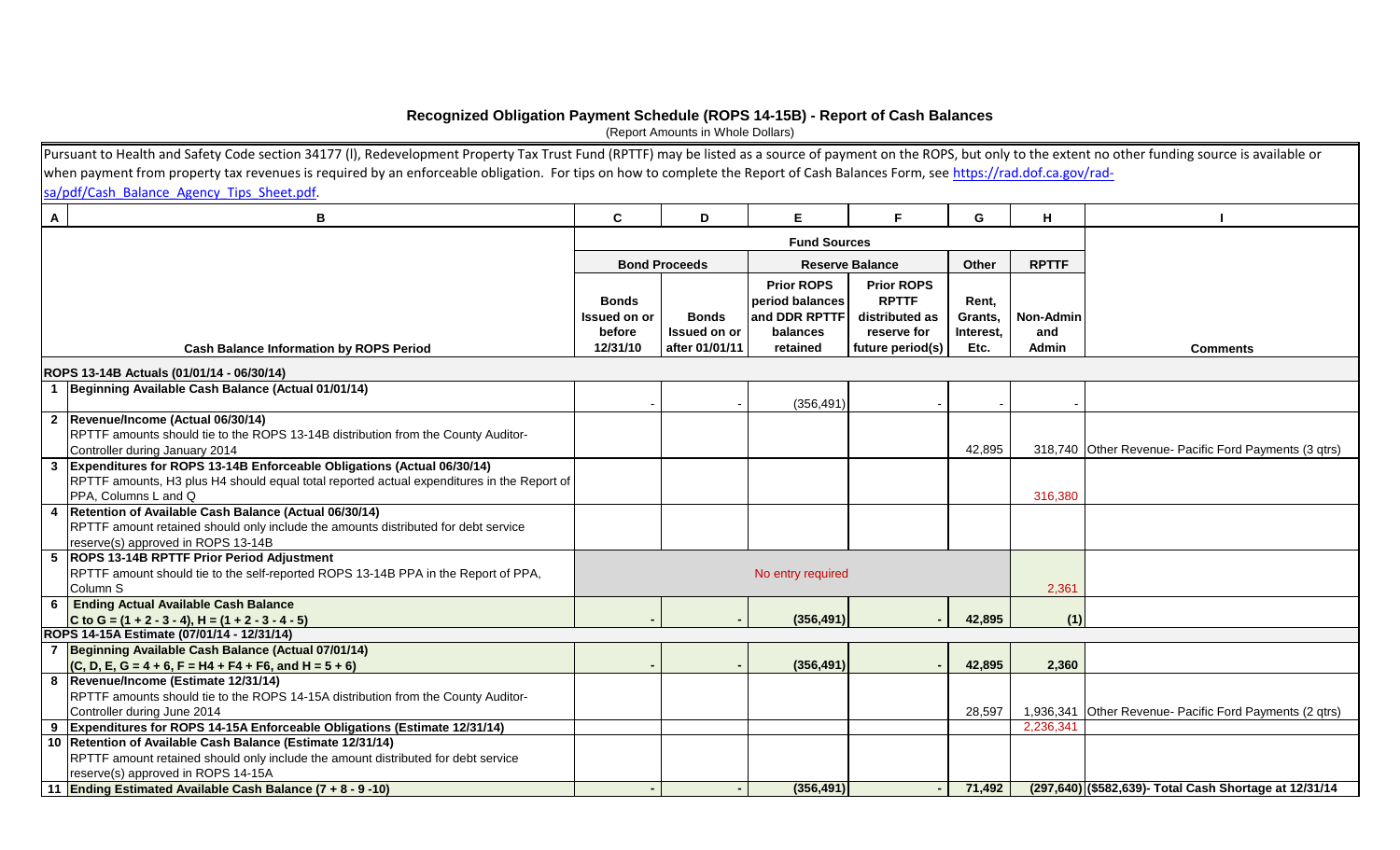# Recognized Obligation Payment Schedule (ROPS 14-15B) - Report of Cash Balances

(Report Amounts in Whole Dollars)

Pursuant to Health and Safety Code section 34177 (l), Redevelopment Property Tax Trust Fund (RPTTF) may be listed as a source of payment on the ROPS, but only to the extent no other funding source is available or when payment from property tax revenues is required by an enforceable obligation. For tips on how to complete the Report of Cash Balances Form, see https://rad.dof.ca.gov/rad-sa/pdf/Cash_Balance_Agency_Tips_Sheet.pdf.

| A | B | C | D | E | F | G | H | I |
|---|---|---|---|---|---|---|---|---|
| | | Fund Sources | | | | | | |
| | | Bond Proceeds | | Reserve Balance | | Other | RPTTF | |
| | Cash Balance Information by ROPS Period | Bonds Issued on or before 12/31/10 | Bonds Issued on or after 01/01/11 | Prior ROPS period balances and DDR RPTTF balances retained | Prior ROPS RPTTF distributed as reserve for future period(s) | Rent, Grants, Interest, Etc. | Non-Admin and Admin | Comments |
| | **ROPS 13-14B Actuals (01/01/14 - 06/30/14)** | | | | | | | |
| 1 | **Beginning Available Cash Balance (Actual 01/01/14)** | - | - | (356,491) | - | - | - | |
| 2 | **Revenue/Income (Actual 06/30/14)** RPTTF amounts should tie to the ROPS 13-14B distribution from the County Auditor-Controller during January 2014 | | | | | 42,895 | 318,740 | Other Revenue- Pacific Ford Payments (3 qtrs) |
| 3 | **Expenditures for ROPS 13-14B Enforceable Obligations (Actual 06/30/14)** RPTTF amounts, H3 plus H4 should equal total reported actual expenditures in the Report of PPA, Columns L and Q | | | | | | 316,380 | |
| 4 | **Retention of Available Cash Balance (Actual 06/30/14)** RPTTF amount retained should only include the amounts distributed for debt service reserve(s) approved in ROPS 13-14B | | | | | | | |
| 5 | **ROPS 13-14B RPTTF Prior Period Adjustment** RPTTF amount should tie to the self-reported ROPS 13-14B PPA in the Report of PPA, Column S | No entry required | | | | | 2,361 | |
| 6 | **Ending Actual Available Cash Balance** **C to G = (1 + 2 - 3 - 4), H = (1 + 2 - 3 - 4 - 5)** | **-** | **-** | **(356,491)** | **-** | **42,895** | **(1)** | |
| | **ROPS 14-15A Estimate (07/01/14 - 12/31/14)** | | | | | | | |
| 7 | **Beginning Available Cash Balance (Actual 07/01/14)** **(C, D, E, G = 4 + 6, F = H4 + F4 + F6, and H = 5 + 6)** | **-** | **-** | **(356,491)** | **-** | **42,895** | **2,360** | |
| 8 | **Revenue/Income (Estimate 12/31/14)** RPTTF amounts should tie to the ROPS 14-15A distribution from the County Auditor-Controller during June 2014 | | | | | 28,597 | 1,936,341 | Other Revenue- Pacific Ford Payments (2 qtrs) |
| 9 | **Expenditures for ROPS 14-15A Enforceable Obligations (Estimate 12/31/14)** | | | | | | 2,236,341 | |
| 10 | **Retention of Available Cash Balance (Estimate 12/31/14)** RPTTF amount retained should only include the amount distributed for debt service reserve(s) approved in ROPS 14-15A | | | | | | | |
| 11 | **Ending Estimated Available Cash Balance (7 + 8 - 9 -10)** | **-** | **-** | **(356,491)** | **-** | **71,492** | **(297,640)** | **($582,639)- Total Cash Shortage at 12/31/14** |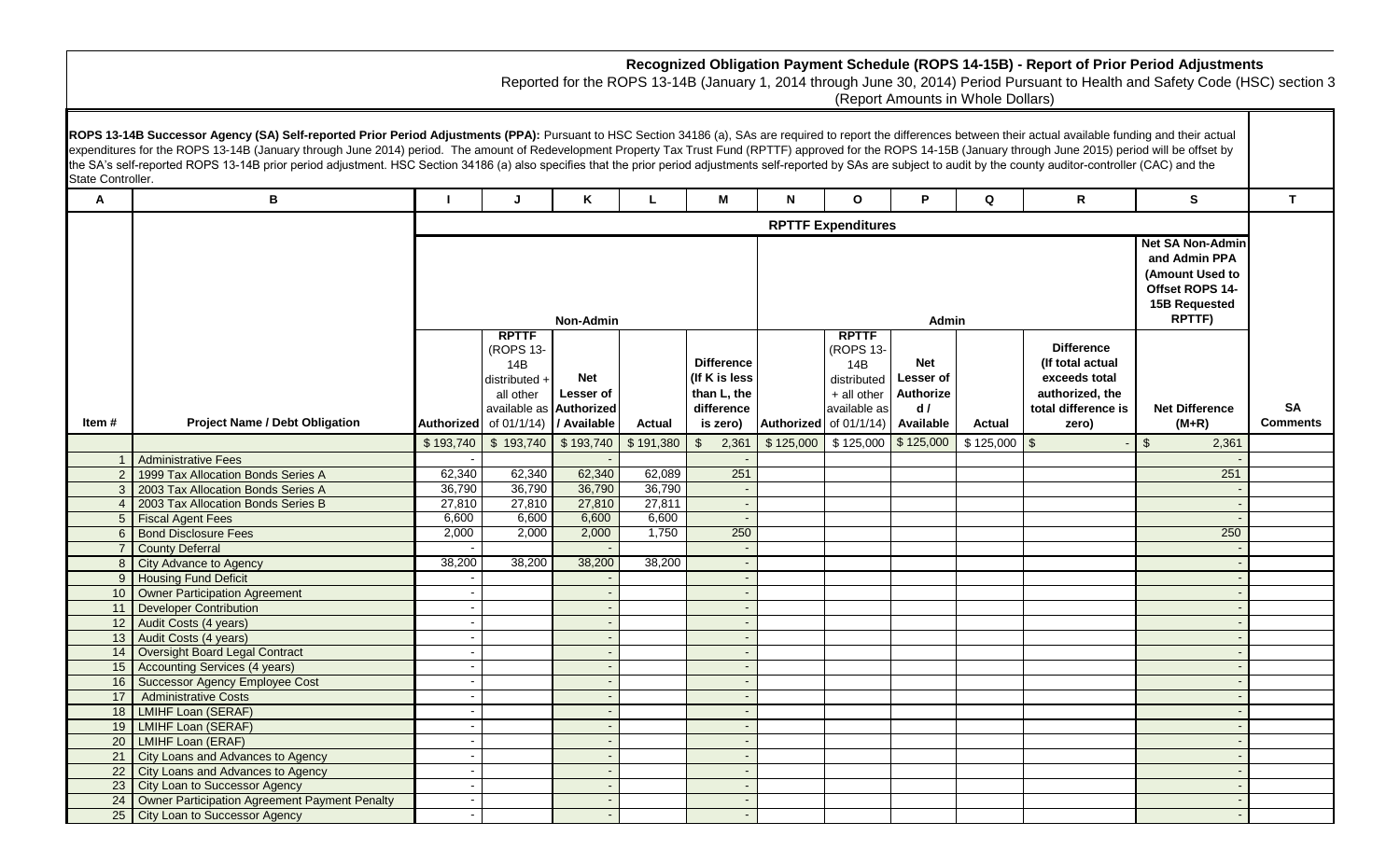**Recognized Obligation Payment Schedule (ROPS 14-15B) - Report of Prior Period Adjustments**

Reported for the ROPS 13-14B (January 1, 2014 through June 30, 2014) Period Pursuant to Health and Safety Code (HSC) section 3

(Report Amounts in Whole Dollars)

**ROPS 13-14B Successor Agency (SA) Self-reported Prior Period Adjustments (PPA):** Pursuant to HSC Section 34186 (a), SAs are required to report the differences between their actual available funding and their actual expenditures for the ROPS 13-14B (January through June 2014) period. The amount of Redevelopment Property Tax Trust Fund (RPTTF) approved for the ROPS 14-15B (January through June 2015) period will be offset by the SA's self-reported ROPS 13-14B prior period adjustment. HSC Section 34186 (a) also specifies that the prior period adjustments self-reported by SAs are subject to audit by the county auditor-controller (CAC) and the State Controller.

| A | B | I | J | K | L | M | N | O | P | Q | R | S | T |
|---|---|---|---|---|---|---|---|---|---|---|---|---|---|
| | | RPTTF Expenditures | | | | | | | | | | | |
| | | Non-Admin | | | | | Admin | | | | | Net SA Non-Admin and Admin PPA (Amount Used to Offset ROPS 14-15B Requested RPTTF) | |
| Item # | Project Name / Debt Obligation | Authorized | RPTTF (ROPS 13-14B distributed + all other available as of 01/1/14) | Net Lesser of Authorized / Available | Actual | Difference (If K is less than L, the difference is zero) | Authorized | RPTTF (ROPS 13-14B distributed + all other available as of 01/1/14) | Net Lesser of Authorized / Available | Actual | Difference (If total actual exceeds total authorized, the total difference is zero) | Net Difference (M+R) | SA Comments |
| | | $ 193,740 | $ 193,740 | $ 193,740 | $ 191,380 | $ 2,361 | $ 125,000 | $ 125,000 | $ 125,000 | $ 125,000 | $ - | $ 2,361 | |
| 1 | Administrative Fees | - | | - | | - | | | | | | - | |
| 2 | 1999 Tax Allocation Bonds Series A | 62,340 | 62,340 | 62,340 | 62,089 | 251 | | | | | | 251 | |
| 3 | 2003 Tax Allocation Bonds Series A | 36,790 | 36,790 | 36,790 | 36,790 | - | | | | | | - | |
| 4 | 2003 Tax Allocation Bonds Series B | 27,810 | 27,810 | 27,810 | 27,811 | - | | | | | | - | |
| 5 | Fiscal Agent Fees | 6,600 | 6,600 | 6,600 | 6,600 | - | | | | | | - | |
| 6 | Bond Disclosure Fees | 2,000 | 2,000 | 2,000 | 1,750 | 250 | | | | | | 250 | |
| 7 | County Deferral | - | | - | | - | | | | | | - | |
| 8 | City Advance to Agency | 38,200 | 38,200 | 38,200 | 38,200 | - | | | | | | - | |
| 9 | Housing Fund Deficit | - | | - | | - | | | | | | - | |
| 10 | Owner Participation Agreement | - | | - | | - | | | | | | - | |
| 11 | Developer Contribution | - | | - | | - | | | | | | - | |
| 12 | Audit Costs (4 years) | - | | - | | - | | | | | | - | |
| 13 | Audit Costs (4 years) | - | | - | | - | | | | | | - | |
| 14 | Oversight Board Legal Contract | - | | - | | - | | | | | | - | |
| 15 | Accounting Services (4 years) | - | | - | | - | | | | | | - | |
| 16 | Successor Agency Employee Cost | - | | - | | - | | | | | | - | |
| 17 | Administrative Costs | - | | - | | - | | | | | | - | |
| 18 | LMIHF Loan (SERAF) | - | | - | | - | | | | | | - | |
| 19 | LMIHF Loan (SERAF) | - | | - | | - | | | | | | - | |
| 20 | LMIHF Loan (ERAF) | - | | - | | - | | | | | | - | |
| 21 | City Loans and Advances to Agency | - | | - | | - | | | | | | - | |
| 22 | City Loans and Advances to Agency | - | | - | | - | | | | | | - | |
| 23 | City Loan to Successor Agency | - | | - | | - | | | | | | - | |
| 24 | Owner Participation Agreement Payment Penalty | - | | - | | - | | | | | | - | |
| 25 | City Loan to Successor Agency | - | | - | | - | | | | | | - | |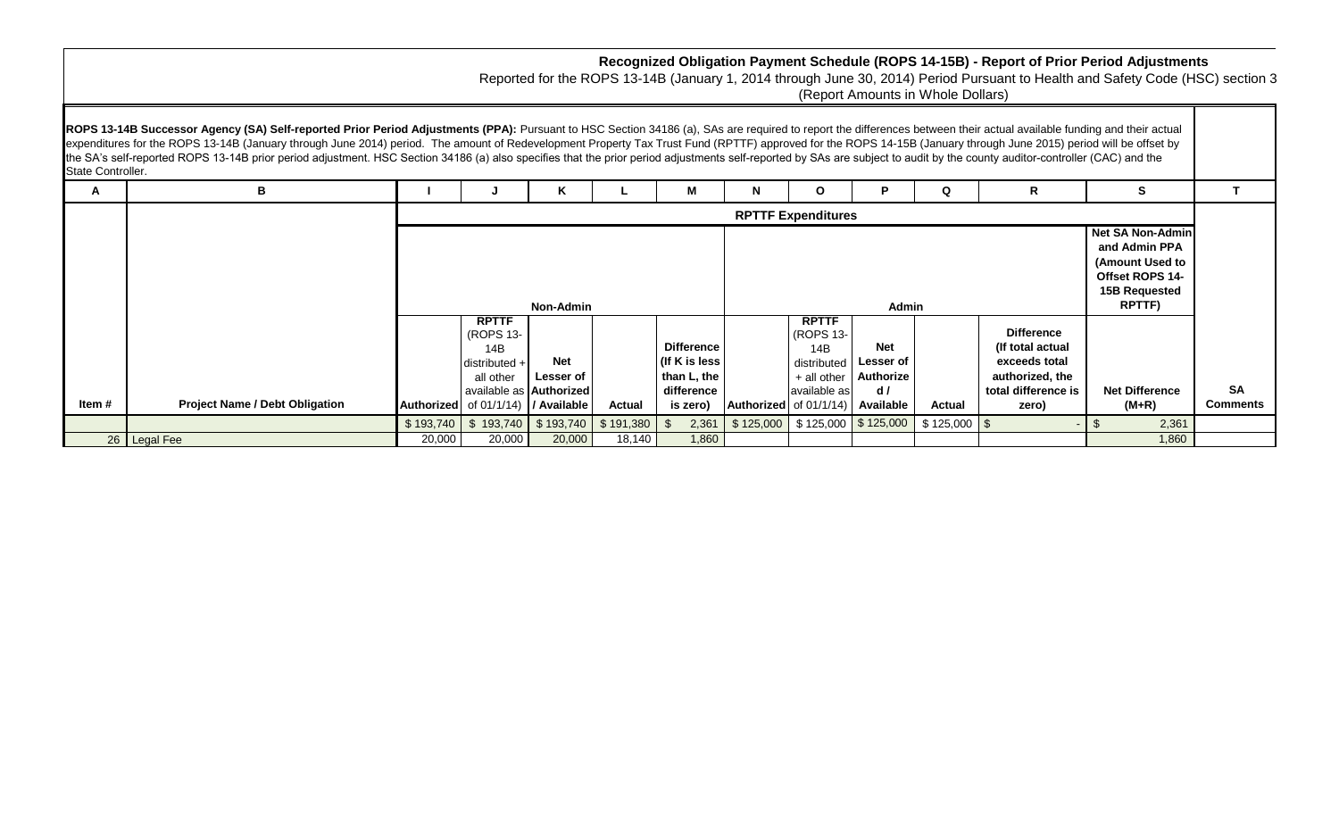## Recognized Obligation Payment Schedule (ROPS 14-15B) - Report of Prior Period Adjustments

Reported for the ROPS 13-14B (January 1, 2014 through June 30, 2014) Period Pursuant to Health and Safety Code (HSC) section 3

(Report Amounts in Whole Dollars)

**ROPS 13-14B Successor Agency (SA) Self-reported Prior Period Adjustments (PPA):** Pursuant to HSC Section 34186 (a), SAs are required to report the differences between their actual available funding and their actual expenditures for the ROPS 13-14B (January through June 2014) period. The amount of Redevelopment Property Tax Trust Fund (RPTTF) approved for the ROPS 14-15B (January through June 2015) period will be offset by the SA's self-reported ROPS 13-14B prior period adjustment. HSC Section 34186 (a) also specifies that the prior period adjustments self-reported by SAs are subject to audit by the county auditor-controller (CAC) and the State Controller.

| A | B | I | J | K | L | M | N | O | P | Q | R | S | T |
|---|---|---|---|---|---|---|---|---|---|---|---|---|---|
| | | RPTTF Expenditures | | | | | | | | | | | |
| | | Non-Admin | | | | | Admin | | | | | Net SA Non-Admin and Admin PPA (Amount Used to Offset ROPS 14-15B Requested RPTTF) | |
| Item # | Project Name / Debt Obligation | Authorized | RPTTF (ROPS 13-14B distributed + all other available as of 01/1/14) | Net Lesser of Authorized / Available | Actual | Difference (If K is less than L, the difference is zero) | Authorized | RPTTF (ROPS 13-14B distributed + all other available as of 01/1/14) | Net Lesser of Authorized / Available | Actual | Difference (If total actual exceeds total authorized, the total difference is zero) | Net Difference (M+R) | SA Comments |
| | | $ 193,740 | $ 193,740 | $ 193,740 | $ 191,380 | $ 2,361 | $ 125,000 | $ 125,000 | $ 125,000 | $ 125,000 | $ - | $ 2,361 | |
| 26 | Legal Fee | 20,000 | 20,000 | 20,000 | 18,140 | 1,860 | | | | | | 1,860 | |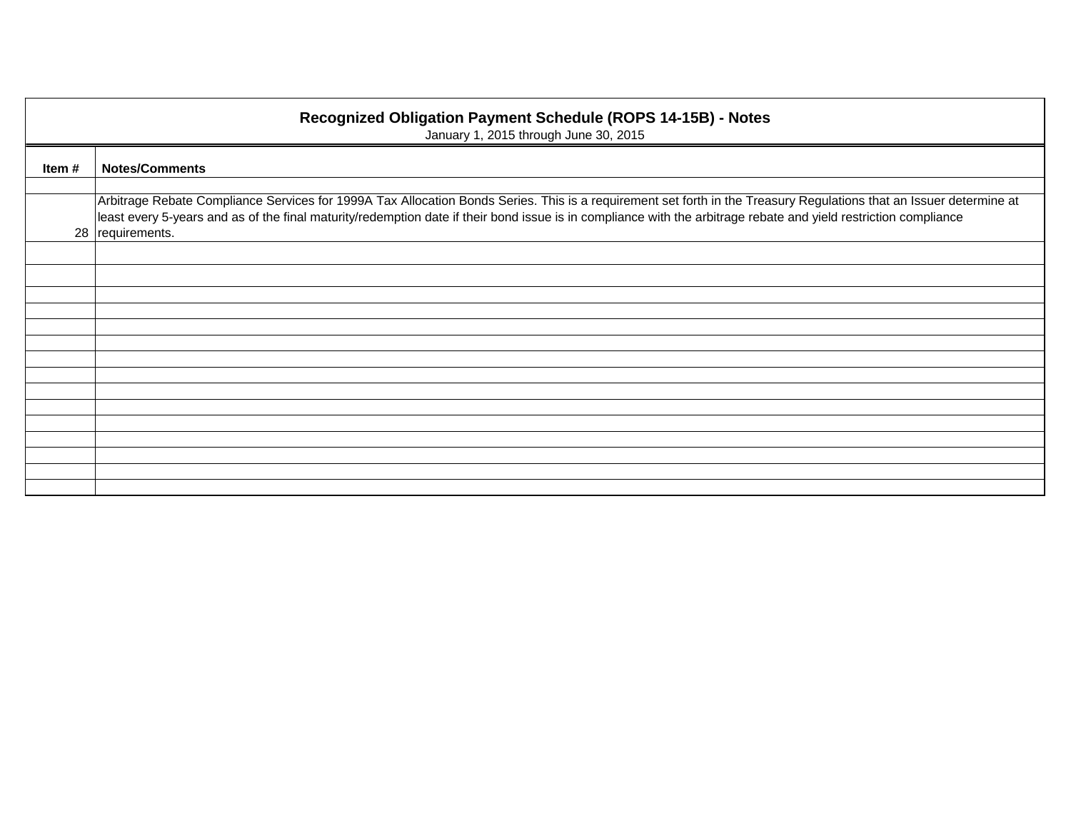## Recognized Obligation Payment Schedule (ROPS 14-15B) - Notes

January 1, 2015 through June 30, 2015

| Item # | Notes/Comments |
|---|---|
| | |
| 28 | Arbitrage Rebate Compliance Services for 1999A Tax Allocation Bonds Series. This is a requirement set forth in the Treasury Regulations that an Issuer determine at least every 5-years and as of the final maturity/redemption date if their bond issue is in compliance with the arbitrage rebate and yield restriction compliance requirements. |
| | |
| | |
| | |
| | |
| | |
| | |
| | |
| | |
| | |
| | |
| | |
| | |
| | |
| | |
| | |